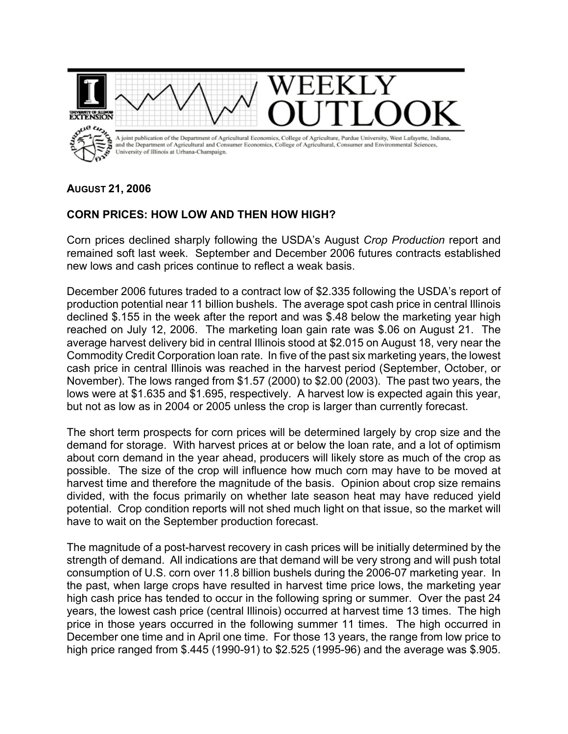# WEEKLY OUTLOOK

A joint publication of the Department of Agricultural Economics, College of Agriculture, Purdue University, West Lafayette, Indiana, and the Department of Agricultural and Consumer Economics, College of Agricultural, Consumer and Environmental Sciences, University of Illinois at Urbana-Champaign.

**AUGUST 21, 2006**

## CORN PRICES: HOW LOW AND THEN HOW HIGH?

Corn prices declined sharply following the USDA's August *Crop Production* report and remained soft last week. September and December 2006 futures contracts established new lows and cash prices continue to reflect a weak basis.

December 2006 futures traded to a contract low of $2.335 following the USDA's report of production potential near 11 billion bushels. The average spot cash price in central Illinois declined $.155 in the week after the report and was $.48 below the marketing year high reached on July 12, 2006. The marketing loan gain rate was $.06 on August 21. The average harvest delivery bid in central Illinois stood at $2.015 on August 18, very near the Commodity Credit Corporation loan rate. In five of the past six marketing years, the lowest cash price in central Illinois was reached in the harvest period (September, October, or November). The lows ranged from $1.57 (2000) to $2.00 (2003). The past two years, the lows were at $1.635 and $1.695, respectively. A harvest low is expected again this year, but not as low as in 2004 or 2005 unless the crop is larger than currently forecast.

The short term prospects for corn prices will be determined largely by crop size and the demand for storage. With harvest prices at or below the loan rate, and a lot of optimism about corn demand in the year ahead, producers will likely store as much of the crop as possible. The size of the crop will influence how much corn may have to be moved at harvest time and therefore the magnitude of the basis. Opinion about crop size remains divided, with the focus primarily on whether late season heat may have reduced yield potential. Crop condition reports will not shed much light on that issue, so the market will have to wait on the September production forecast.

The magnitude of a post-harvest recovery in cash prices will be initially determined by the strength of demand. All indications are that demand will be very strong and will push total consumption of U.S. corn over 11.8 billion bushels during the 2006-07 marketing year. In the past, when large crops have resulted in harvest time price lows, the marketing year high cash price has tended to occur in the following spring or summer. Over the past 24 years, the lowest cash price (central Illinois) occurred at harvest time 13 times. The high price in those years occurred in the following summer 11 times. The high occurred in December one time and in April one time. For those 13 years, the range from low price to high price ranged from $.445 (1990-91) to $2.525 (1995-96) and the average was $.905.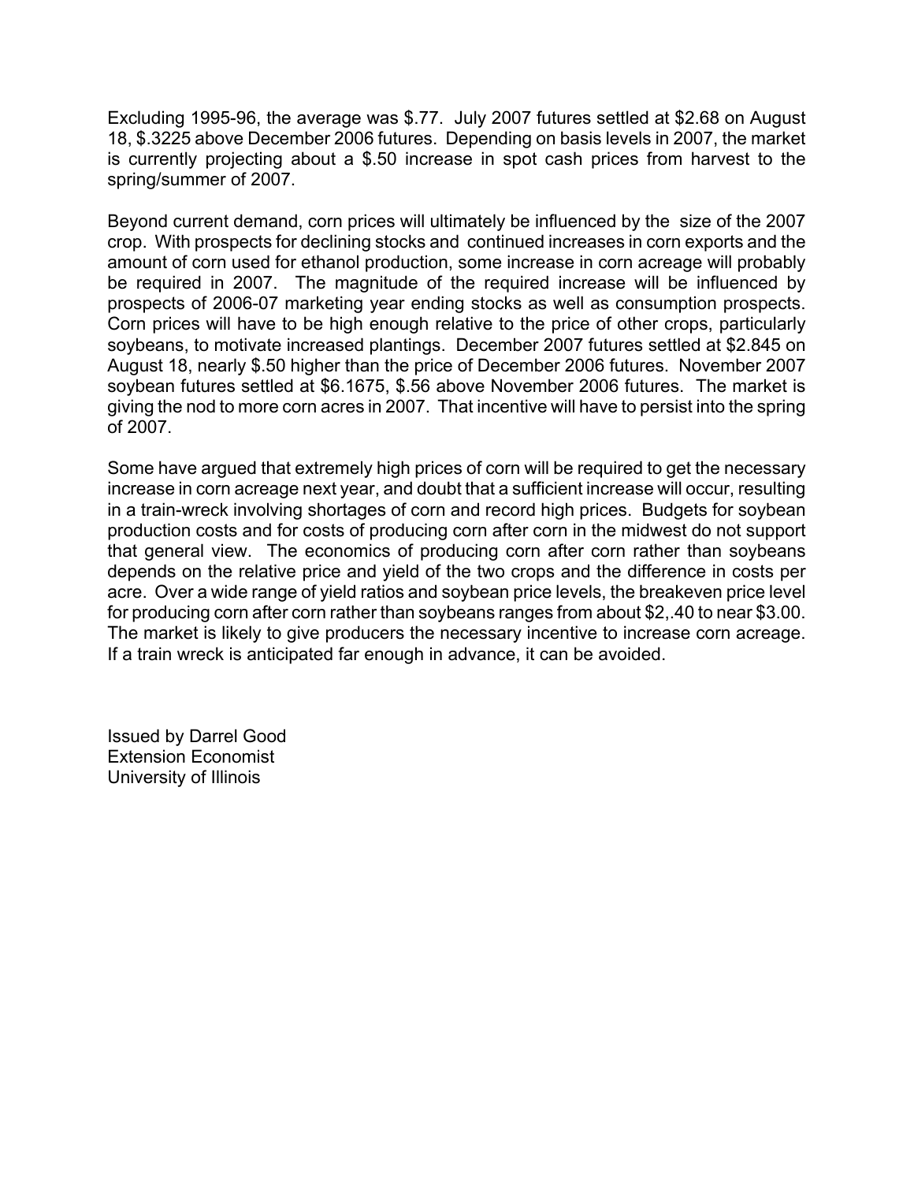Excluding 1995-96, the average was $.77. July 2007 futures settled at $2.68 on August 18, $.3225 above December 2006 futures. Depending on basis levels in 2007, the market is currently projecting about a $.50 increase in spot cash prices from harvest to the spring/summer of 2007.

Beyond current demand, corn prices will ultimately be influenced by the size of the 2007 crop. With prospects for declining stocks and continued increases in corn exports and the amount of corn used for ethanol production, some increase in corn acreage will probably be required in 2007. The magnitude of the required increase will be influenced by prospects of 2006-07 marketing year ending stocks as well as consumption prospects. Corn prices will have to be high enough relative to the price of other crops, particularly soybeans, to motivate increased plantings. December 2007 futures settled at $2.845 on August 18, nearly $.50 higher than the price of December 2006 futures. November 2007 soybean futures settled at $6.1675, $.56 above November 2006 futures. The market is giving the nod to more corn acres in 2007. That incentive will have to persist into the spring of 2007.

Some have argued that extremely high prices of corn will be required to get the necessary increase in corn acreage next year, and doubt that a sufficient increase will occur, resulting in a train-wreck involving shortages of corn and record high prices. Budgets for soybean production costs and for costs of producing corn after corn in the midwest do not support that general view. The economics of producing corn after corn rather than soybeans depends on the relative price and yield of the two crops and the difference in costs per acre. Over a wide range of yield ratios and soybean price levels, the breakeven price level for producing corn after corn rather than soybeans ranges from about $2,.40 to near $3.00. The market is likely to give producers the necessary incentive to increase corn acreage. If a train wreck is anticipated far enough in advance, it can be avoided.

Issued by Darrel Good
Extension Economist
University of Illinois